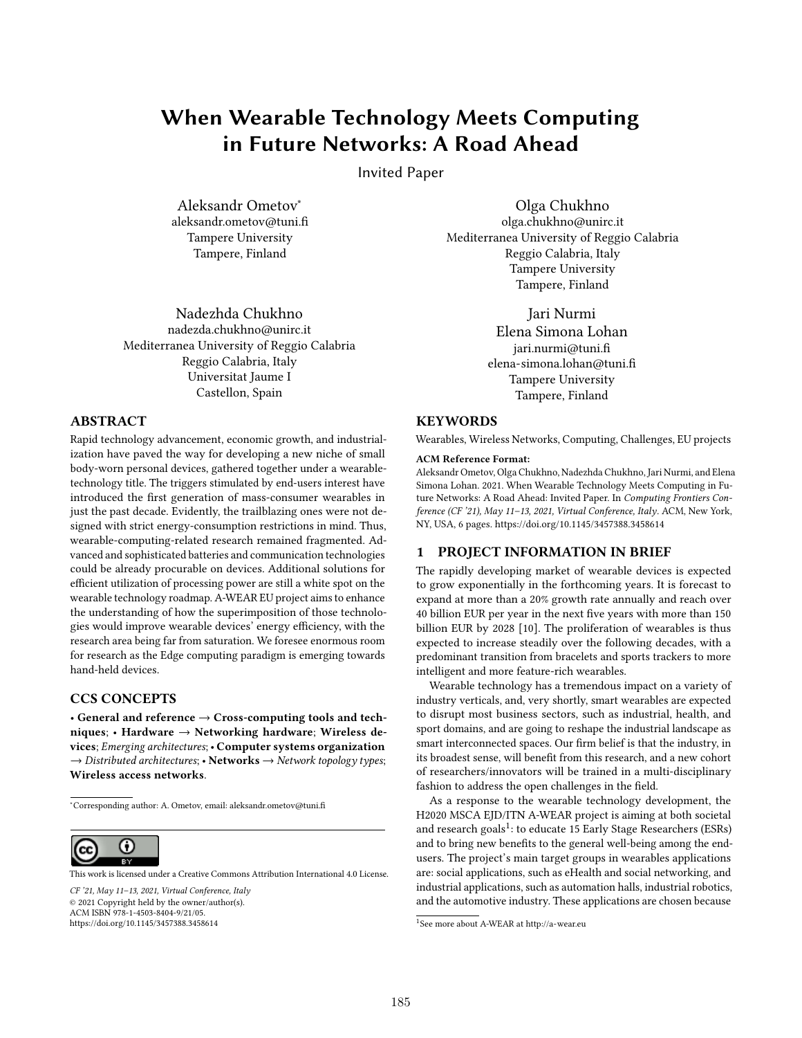# When Wearable Technology Meets Computing in Future Networks: A Road Ahead

Invited Paper

Aleksandr Ometov*
aleksandr.ometov@tuni.fi
Tampere University
Tampere, Finland

Olga Chukhno
olga.chukhno@unirc.it
Mediterranea University of Reggio Calabria
Reggio Calabria, Italy
Tampere University
Tampere, Finland

Nadezhda Chukhno
nadezda.chukhno@unirc.it
Mediterranea University of Reggio Calabria
Reggio Calabria, Italy
Universitat Jaume I
Castellon, Spain

Jari Nurmi
Elena Simona Lohan
jari.nurmi@tuni.fi
elena-simona.lohan@tuni.fi
Tampere University
Tampere, Finland

## ABSTRACT

Rapid technology advancement, economic growth, and industrialization have paved the way for developing a new niche of small body-worn personal devices, gathered together under a wearable-technology title. The triggers stimulated by end-users interest have introduced the first generation of mass-consumer wearables in just the past decade. Evidently, the trailblazing ones were not designed with strict energy-consumption restrictions in mind. Thus, wearable-computing-related research remained fragmented. Advanced and sophisticated batteries and communication technologies could be already procurable on devices. Additional solutions for efficient utilization of processing power are still a white spot on the wearable technology roadmap. A-WEAR EU project aims to enhance the understanding of how the superimposition of those technologies would improve wearable devices' energy efficiency, with the research area being far from saturation. We foresee enormous room for research as the Edge computing paradigm is emerging towards hand-held devices.

## CCS CONCEPTS

• **General and reference** → **Cross-computing tools and techniques**; • **Hardware** → **Networking hardware**; **Wireless devices**; *Emerging architectures*; • **Computer systems organization** → *Distributed architectures*; • **Networks** → *Network topology types*; **Wireless access networks**.

## KEYWORDS

Wearables, Wireless Networks, Computing, Challenges, EU projects

**ACM Reference Format:**
Aleksandr Ometov, Olga Chukhno, Nadezhda Chukhno, Jari Nurmi, and Elena Simona Lohan. 2021. When Wearable Technology Meets Computing in Future Networks: A Road Ahead: Invited Paper. In *Computing Frontiers Conference (CF '21), May 11–13, 2021, Virtual Conference, Italy*. ACM, New York, NY, USA, 6 pages. https://doi.org/10.1145/3457388.3458614

## 1 PROJECT INFORMATION IN BRIEF

The rapidly developing market of wearable devices is expected to grow exponentially in the forthcoming years. It is forecast to expand at more than a 20% growth rate annually and reach over 40 billion EUR per year in the next five years with more than 150 billion EUR by 2028 [10]. The proliferation of wearables is thus expected to increase steadily over the following decades, with a predominant transition from bracelets and sports trackers to more intelligent and more feature-rich wearables.

Wearable technology has a tremendous impact on a variety of industry verticals, and, very shortly, smart wearables are expected to disrupt most business sectors, such as industrial, health, and sport domains, and are going to reshape the industrial landscape as smart interconnected spaces. Our firm belief is that the industry, in its broadest sense, will benefit from this research, and a new cohort of researchers/innovators will be trained in a multi-disciplinary fashion to address the open challenges in the field.

As a response to the wearable technology development, the H2020 MSCA EJD/ITN A-WEAR project is aiming at both societal and research goals[1]: to educate 15 Early Stage Researchers (ESRs) and to bring new benefits to the general well-being among the end-users. The project's main target groups in wearables applications are: social applications, such as eHealth and social networking, and industrial applications, such as automation halls, industrial robotics, and the automotive industry. These applications are chosen because

*Corresponding author: A. Ometov, email: aleksandr.ometov@tuni.fi

[1]See more about A-WEAR at http://a-wear.eu

This work is licensed under a Creative Commons Attribution International 4.0 License.

*CF '21, May 11–13, 2021, Virtual Conference, Italy*
© 2021 Copyright held by the owner/author(s).
ACM ISBN 978-1-4503-8404-9/21/05.
https://doi.org/10.1145/3457388.3458614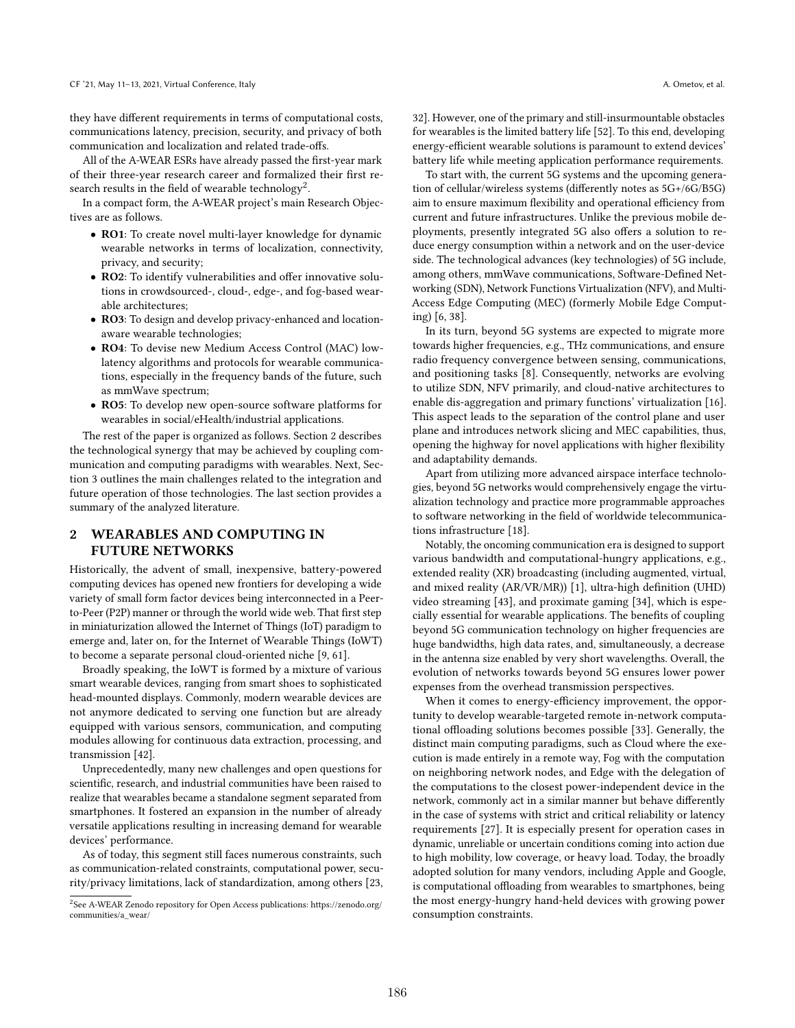they have different requirements in terms of computational costs, communications latency, precision, security, and privacy of both communication and localization and related trade-offs.

All of the A-WEAR ESRs have already passed the first-year mark of their three-year research career and formalized their first research results in the field of wearable technology[2].

In a compact form, the A-WEAR project's main Research Objectives are as follows.

- **RO1**: To create novel multi-layer knowledge for dynamic wearable networks in terms of localization, connectivity, privacy, and security;
- **RO2**: To identify vulnerabilities and offer innovative solutions in crowdsourced-, cloud-, edge-, and fog-based wearable architectures;
- **RO3**: To design and develop privacy-enhanced and location-aware wearable technologies;
- **RO4**: To devise new Medium Access Control (MAC) low-latency algorithms and protocols for wearable communications, especially in the frequency bands of the future, such as mmWave spectrum;
- **RO5**: To develop new open-source software platforms for wearables in social/eHealth/industrial applications.

The rest of the paper is organized as follows. Section 2 describes the technological synergy that may be achieved by coupling communication and computing paradigms with wearables. Next, Section 3 outlines the main challenges related to the integration and future operation of those technologies. The last section provides a summary of the analyzed literature.

## 2 WEARABLES AND COMPUTING IN FUTURE NETWORKS

Historically, the advent of small, inexpensive, battery-powered computing devices has opened new frontiers for developing a wide variety of small form factor devices being interconnected in a Peer-to-Peer (P2P) manner or through the world wide web. That first step in miniaturization allowed the Internet of Things (IoT) paradigm to emerge and, later on, for the Internet of Wearable Things (IoWT) to become a separate personal cloud-oriented niche [9, 61].

Broadly speaking, the IoWT is formed by a mixture of various smart wearable devices, ranging from smart shoes to sophisticated head-mounted displays. Commonly, modern wearable devices are not anymore dedicated to serving one function but are already equipped with various sensors, communication, and computing modules allowing for continuous data extraction, processing, and transmission [42].

Unprecedentedly, many new challenges and open questions for scientific, research, and industrial communities have been raised to realize that wearables became a standalone segment separated from smartphones. It fostered an expansion in the number of already versatile applications resulting in increasing demand for wearable devices' performance.

As of today, this segment still faces numerous constraints, such as communication-related constraints, computational power, security/privacy limitations, lack of standardization, among others [23, 32]. However, one of the primary and still-insurmountable obstacles for wearables is the limited battery life [52]. To this end, developing energy-efficient wearable solutions is paramount to extend devices' battery life while meeting application performance requirements.

To start with, the current 5G systems and the upcoming generation of cellular/wireless systems (differently notes as 5G+/6G/B5G) aim to ensure maximum flexibility and operational efficiency from current and future infrastructures. Unlike the previous mobile deployments, presently integrated 5G also offers a solution to reduce energy consumption within a network and on the user-device side. The technological advances (key technologies) of 5G include, among others, mmWave communications, Software-Defined Networking (SDN), Network Functions Virtualization (NFV), and Multi-Access Edge Computing (MEC) (formerly Mobile Edge Computing) [6, 38].

In its turn, beyond 5G systems are expected to migrate more towards higher frequencies, e.g., THz communications, and ensure radio frequency convergence between sensing, communications, and positioning tasks [8]. Consequently, networks are evolving to utilize SDN, NFV primarily, and cloud-native architectures to enable dis-aggregation and primary functions' virtualization [16]. This aspect leads to the separation of the control plane and user plane and introduces network slicing and MEC capabilities, thus, opening the highway for novel applications with higher flexibility and adaptability demands.

Apart from utilizing more advanced airspace interface technologies, beyond 5G networks would comprehensively engage the virtualization technology and practice more programmable approaches to software networking in the field of worldwide telecommunications infrastructure [18].

Notably, the oncoming communication era is designed to support various bandwidth and computational-hungry applications, e.g., extended reality (XR) broadcasting (including augmented, virtual, and mixed reality (AR/VR/MR)) [1], ultra-high definition (UHD) video streaming [43], and proximate gaming [34], which is especially essential for wearable applications. The benefits of coupling beyond 5G communication technology on higher frequencies are huge bandwidths, high data rates, and, simultaneously, a decrease in the antenna size enabled by very short wavelengths. Overall, the evolution of networks towards beyond 5G ensures lower power expenses from the overhead transmission perspectives.

When it comes to energy-efficiency improvement, the opportunity to develop wearable-targeted remote in-network computational offloading solutions becomes possible [33]. Generally, the distinct main computing paradigms, such as Cloud where the execution is made entirely in a remote way, Fog with the computation on neighboring network nodes, and Edge with the delegation of the computations to the closest power-independent device in the network, commonly act in a similar manner but behave differently in the case of systems with strict and critical reliability or latency requirements [27]. It is especially present for operation cases in dynamic, unreliable or uncertain conditions coming into action due to high mobility, low coverage, or heavy load. Today, the broadly adopted solution for many vendors, including Apple and Google, is computational offloading from wearables to smartphones, being the most energy-hungry hand-held devices with growing power consumption constraints.

[2] See A-WEAR Zenodo repository for Open Access publications: https://zenodo.org/communities/a_wear/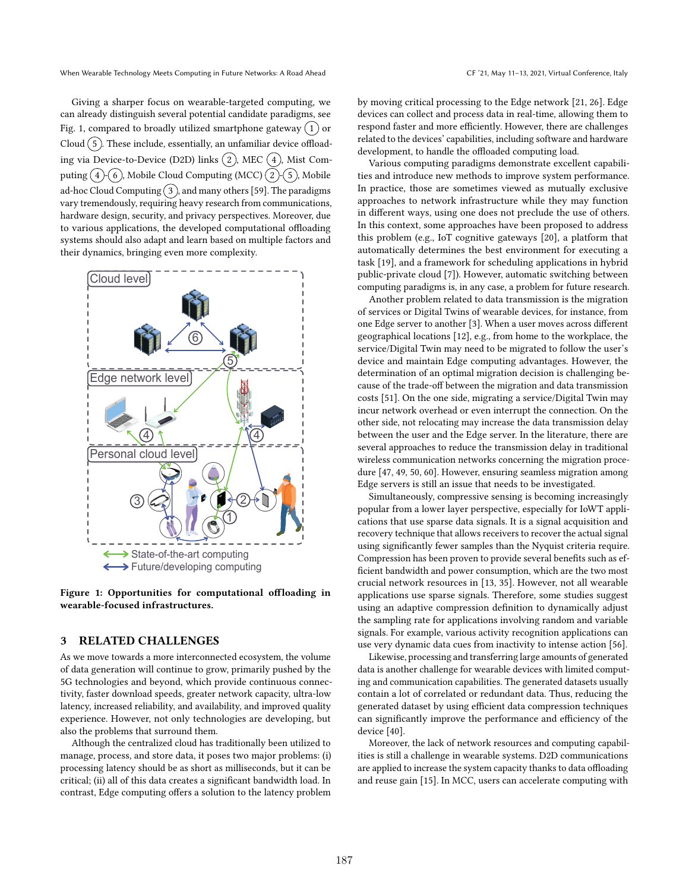Giving a sharper focus on wearable-targeted computing, we can already distinguish several potential candidate paradigms, see Fig. 1, compared to broadly utilized smartphone gateway (1) or Cloud (5). These include, essentially, an unfamiliar device offloading via Device-to-Device (D2D) links (2), MEC (4), Mist Computing (4)-(6), Mobile Cloud Computing (MCC) (2)-(5), Mobile ad-hoc Cloud Computing (3), and many others [59]. The paradigms vary tremendously, requiring heavy research from communications, hardware design, security, and privacy perspectives. Moreover, due to various applications, the developed computational offloading systems should also adapt and learn based on multiple factors and their dynamics, bringing even more complexity.

**Figure 1: Opportunities for computational offloading in wearable-focused infrastructures.**

## 3 RELATED CHALLENGES

As we move towards a more interconnected ecosystem, the volume of data generation will continue to grow, primarily pushed by the 5G technologies and beyond, which provide continuous connectivity, faster download speeds, greater network capacity, ultra-low latency, increased reliability, and availability, and improved quality experience. However, not only technologies are developing, but also the problems that surround them.

Although the centralized cloud has traditionally been utilized to manage, process, and store data, it poses two major problems: (i) processing latency should be as short as milliseconds, but it can be critical; (ii) all of this data creates a significant bandwidth load. In contrast, Edge computing offers a solution to the latency problem by moving critical processing to the Edge network [21, 26]. Edge devices can collect and process data in real-time, allowing them to respond faster and more efficiently. However, there are challenges related to the devices' capabilities, including software and hardware development, to handle the offloaded computing load.

Various computing paradigms demonstrate excellent capabilities and introduce new methods to improve system performance. In practice, those are sometimes viewed as mutually exclusive approaches to network infrastructure while they may function in different ways, using one does not preclude the use of others. In this context, some approaches have been proposed to address this problem (e.g., IoT cognitive gateways [20], a platform that automatically determines the best environment for executing a task [19], and a framework for scheduling applications in hybrid public-private cloud [7]). However, automatic switching between computing paradigms is, in any case, a problem for future research.

Another problem related to data transmission is the migration of services or Digital Twins of wearable devices, for instance, from one Edge server to another [3]. When a user moves across different geographical locations [12], e.g., from home to the workplace, the service/Digital Twin may need to be migrated to follow the user's device and maintain Edge computing advantages. However, the determination of an optimal migration decision is challenging because of the trade-off between the migration and data transmission costs [51]. On the one side, migrating a service/Digital Twin may incur network overhead or even interrupt the connection. On the other side, not relocating may increase the data transmission delay between the user and the Edge server. In the literature, there are several approaches to reduce the transmission delay in traditional wireless communication networks concerning the migration procedure [47, 49, 50, 60]. However, ensuring seamless migration among Edge servers is still an issue that needs to be investigated.

Simultaneously, compressive sensing is becoming increasingly popular from a lower layer perspective, especially for IoWT applications that use sparse data signals. It is a signal acquisition and recovery technique that allows receivers to recover the actual signal using significantly fewer samples than the Nyquist criteria require. Compression has been proven to provide several benefits such as efficient bandwidth and power consumption, which are the two most crucial network resources in [13, 35]. However, not all wearable applications use sparse signals. Therefore, some studies suggest using an adaptive compression definition to dynamically adjust the sampling rate for applications involving random and variable signals. For example, various activity recognition applications can use very dynamic data cues from inactivity to intense action [56].

Likewise, processing and transferring large amounts of generated data is another challenge for wearable devices with limited computing and communication capabilities. The generated datasets usually contain a lot of correlated or redundant data. Thus, reducing the generated dataset by using efficient data compression techniques can significantly improve the performance and efficiency of the device [40].

Moreover, the lack of network resources and computing capabilities is still a challenge in wearable systems. D2D communications are applied to increase the system capacity thanks to data offloading and reuse gain [15]. In MCC, users can accelerate computing with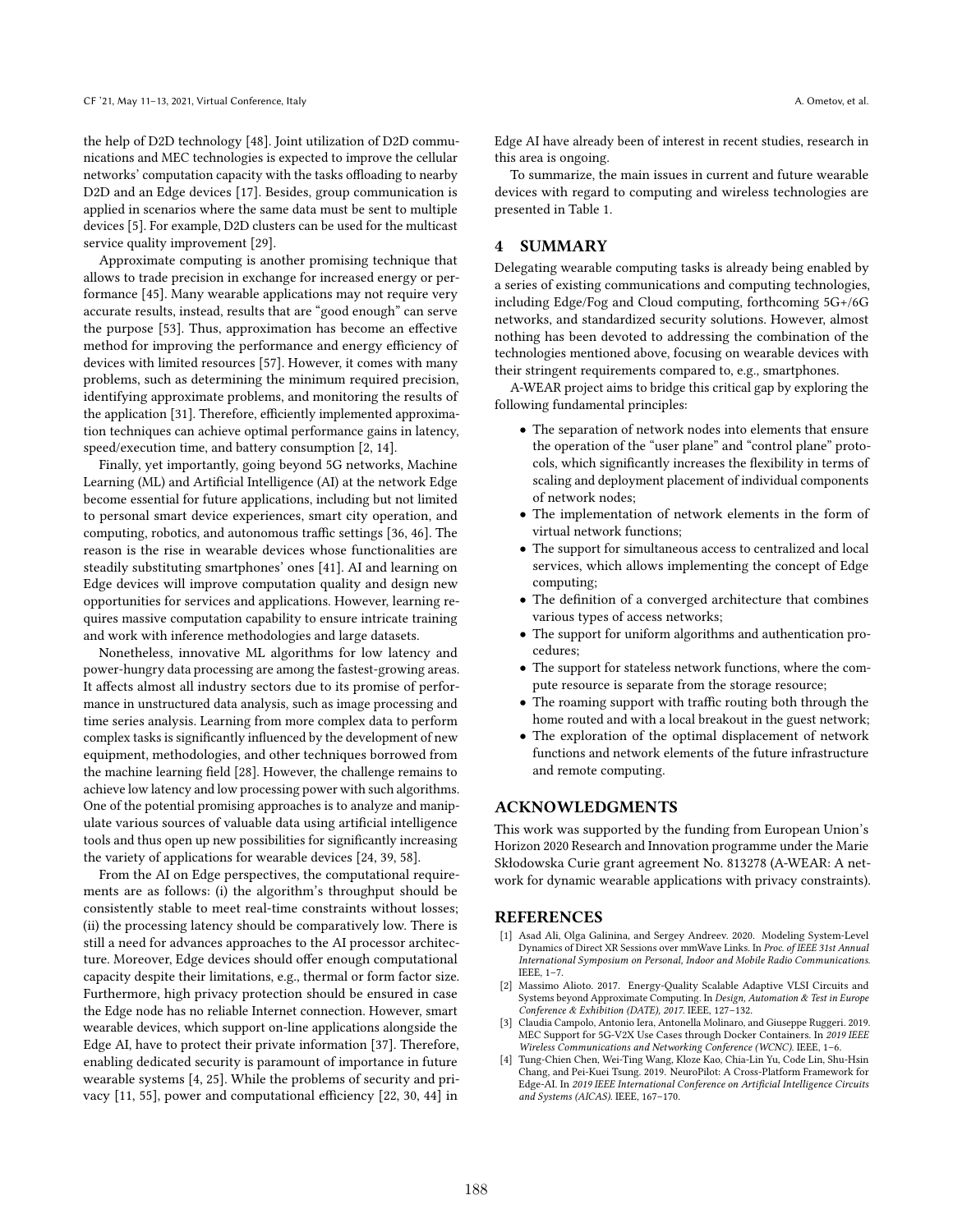the help of D2D technology [48]. Joint utilization of D2D communications and MEC technologies is expected to improve the cellular networks' computation capacity with the tasks offloading to nearby D2D and an Edge devices [17]. Besides, group communication is applied in scenarios where the same data must be sent to multiple devices [5]. For example, D2D clusters can be used for the multicast service quality improvement [29].

Approximate computing is another promising technique that allows to trade precision in exchange for increased energy or performance [45]. Many wearable applications may not require very accurate results, instead, results that are "good enough" can serve the purpose [53]. Thus, approximation has become an effective method for improving the performance and energy efficiency of devices with limited resources [57]. However, it comes with many problems, such as determining the minimum required precision, identifying approximate problems, and monitoring the results of the application [31]. Therefore, efficiently implemented approximation techniques can achieve optimal performance gains in latency, speed/execution time, and battery consumption [2, 14].

Finally, yet importantly, going beyond 5G networks, Machine Learning (ML) and Artificial Intelligence (AI) at the network Edge become essential for future applications, including but not limited to personal smart device experiences, smart city operation, and computing, robotics, and autonomous traffic settings [36, 46]. The reason is the rise in wearable devices whose functionalities are steadily substituting smartphones' ones [41]. AI and learning on Edge devices will improve computation quality and design new opportunities for services and applications. However, learning requires massive computation capability to ensure intricate training and work with inference methodologies and large datasets.

Nonetheless, innovative ML algorithms for low latency and power-hungry data processing are among the fastest-growing areas. It affects almost all industry sectors due to its promise of performance in unstructured data analysis, such as image processing and time series analysis. Learning from more complex data to perform complex tasks is significantly influenced by the development of new equipment, methodologies, and other techniques borrowed from the machine learning field [28]. However, the challenge remains to achieve low latency and low processing power with such algorithms. One of the potential promising approaches is to analyze and manipulate various sources of valuable data using artificial intelligence tools and thus open up new possibilities for significantly increasing the variety of applications for wearable devices [24, 39, 58].

From the AI on Edge perspectives, the computational requirements are as follows: (i) the algorithm's throughput should be consistently stable to meet real-time constraints without losses; (ii) the processing latency should be comparatively low. There is still a need for advances approaches to the AI processor architecture. Moreover, Edge devices should offer enough computational capacity despite their limitations, e.g., thermal or form factor size. Furthermore, high privacy protection should be ensured in case the Edge node has no reliable Internet connection. However, smart wearable devices, which support on-line applications alongside the Edge AI, have to protect their private information [37]. Therefore, enabling dedicated security is paramount of importance in future wearable systems [4, 25]. While the problems of security and privacy [11, 55], power and computational efficiency [22, 30, 44] in Edge AI have already been of interest in recent studies, research in this area is ongoing.

To summarize, the main issues in current and future wearable devices with regard to computing and wireless technologies are presented in Table 1.

## 4 SUMMARY

Delegating wearable computing tasks is already being enabled by a series of existing communications and computing technologies, including Edge/Fog and Cloud computing, forthcoming 5G+/6G networks, and standardized security solutions. However, almost nothing has been devoted to addressing the combination of the technologies mentioned above, focusing on wearable devices with their stringent requirements compared to, e.g., smartphones.

A-WEAR project aims to bridge this critical gap by exploring the following fundamental principles:

- The separation of network nodes into elements that ensure the operation of the "user plane" and "control plane" protocols, which significantly increases the flexibility in terms of scaling and deployment placement of individual components of network nodes;
- The implementation of network elements in the form of virtual network functions;
- The support for simultaneous access to centralized and local services, which allows implementing the concept of Edge computing;
- The definition of a converged architecture that combines various types of access networks;
- The support for uniform algorithms and authentication procedures;
- The support for stateless network functions, where the compute resource is separate from the storage resource;
- The roaming support with traffic routing both through the home routed and with a local breakout in the guest network;
- The exploration of the optimal displacement of network functions and network elements of the future infrastructure and remote computing.

## ACKNOWLEDGMENTS

This work was supported by the funding from European Union's Horizon 2020 Research and Innovation programme under the Marie Skłodowska Curie grant agreement No. 813278 (A-WEAR: A network for dynamic wearable applications with privacy constraints).

## REFERENCES

[1] Asad Ali, Olga Galinina, and Sergey Andreev. 2020. Modeling System-Level Dynamics of Direct XR Sessions over mmWave Links. In *Proc. of IEEE 31st Annual International Symposium on Personal, Indoor and Mobile Radio Communications*. IEEE, 1–7.

[2] Massimo Alioto. 2017. Energy-Quality Scalable Adaptive VLSI Circuits and Systems beyond Approximate Computing. In *Design, Automation & Test in Europe Conference & Exhibition (DATE), 2017*. IEEE, 127–132.

[3] Claudia Campolo, Antonio Iera, Antonella Molinaro, and Giuseppe Ruggeri. 2019. MEC Support for 5G-V2X Use Cases through Docker Containers. In *2019 IEEE Wireless Communications and Networking Conference (WCNC)*. IEEE, 1–6.

[4] Tung-Chien Chen, Wei-Ting Wang, Kloze Kao, Chia-Lin Yu, Code Lin, Shu-Hsin Chang, and Pei-Kuei Tsung. 2019. NeuroPilot: A Cross-Platform Framework for Edge-AI. In *2019 IEEE International Conference on Artificial Intelligence Circuits and Systems (AICAS)*. IEEE, 167–170.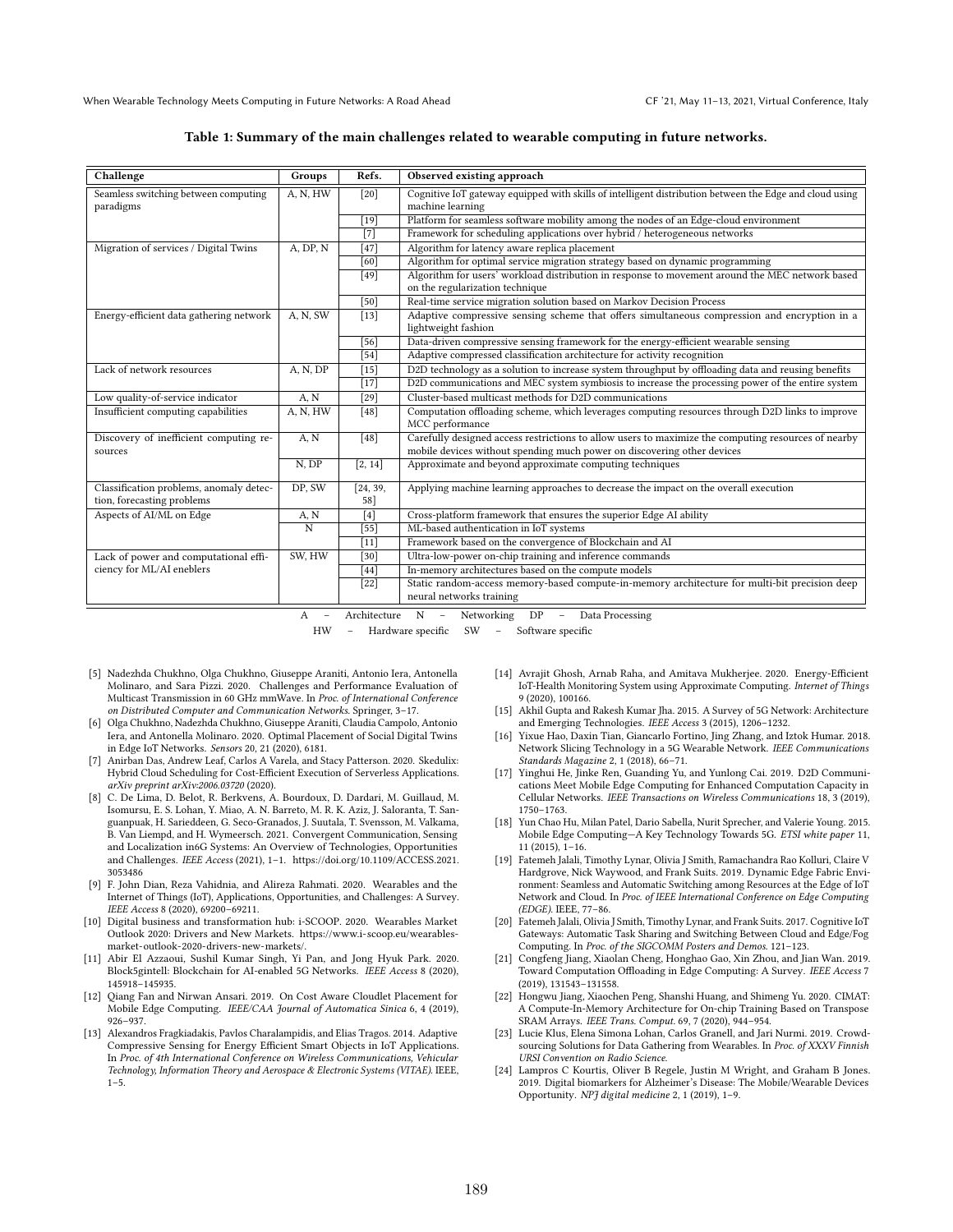**Table 1: Summary of the main challenges related to wearable computing in future networks.**

| Challenge | Groups | Refs. | Observed existing approach |
|---|---|---|---|
| Seamless switching between computing paradigms | A, N, HW | [20] | Cognitive IoT gateway equipped with skills of intelligent distribution between the Edge and cloud using machine learning |
| | | [19] | Platform for seamless software mobility among the nodes of an Edge-cloud environment |
| | | [7] | Framework for scheduling applications over hybrid / heterogeneous networks |
| Migration of services / Digital Twins | A, DP, N | [47] | Algorithm for latency aware replica placement |
| | | [60] | Algorithm for optimal service migration strategy based on dynamic programming |
| | | [49] | Algorithm for users' workload distribution in response to movement around the MEC network based on the regularization technique |
| | | [50] | Real-time service migration solution based on Markov Decision Process |
| Energy-efficient data gathering network | A, N, SW | [13] | Adaptive compressive sensing scheme that offers simultaneous compression and encryption in a lightweight fashion |
| | | [56] | Data-driven compressive sensing framework for the energy-efficient wearable sensing |
| | | [54] | Adaptive compressed classification architecture for activity recognition |
| Lack of network resources | A, N, DP | [15] | D2D technology as a solution to increase system throughput by offloading data and reusing benefits |
| | | [17] | D2D communications and MEC system symbiosis to increase the processing power of the entire system |
| Low quality-of-service indicator | A, N | [29] | Cluster-based multicast methods for D2D communications |
| Insufficient computing capabilities | A, N, HW | [48] | Computation offloading scheme, which leverages computing resources through D2D links to improve MCC performance |
| Discovery of inefficient computing resources | A, N | [48] | Carefully designed access restrictions to allow users to maximize the computing resources of nearby mobile devices without spending much power on discovering other devices |
| | N, DP | [2, 14] | Approximate and beyond approximate computing techniques |
| Classification problems, anomaly detection, forecasting problems | DP, SW | [24, 39, 58] | Applying machine learning approaches to decrease the impact on the overall execution |
| Aspects of AI/ML on Edge | A, N | [4] | Cross-platform framework that ensures the superior Edge AI ability |
| | N | [55] | ML-based authentication in IoT systems |
| | | [11] | Framework based on the convergence of Blockchain and AI |
| Lack of power and computational efficiency for ML/AI eneblers | SW, HW | [30] | Ultra-low-power on-chip training and inference commands |
| | | [44] | In-memory architectures based on the compute models |
| | | [22] | Static random-access memory-based compute-in-memory architecture for multi-bit precision deep neural networks training |

A – Architecture N – Networking DP – Data Processing
HW – Hardware specific SW – Software specific

[5] Nadezhda Chukhno, Olga Chukhno, Giuseppe Araniti, Antonio Iera, Antonella Molinaro, and Sara Pizzi. 2020. Challenges and Performance Evaluation of Multicast Transmission in 60 GHz mmWave. In *Proc. of International Conference on Distributed Computer and Communication Networks*. Springer, 3–17.

[6] Olga Chukhno, Nadezhda Chukhno, Giuseppe Araniti, Claudia Campolo, Antonio Iera, and Antonella Molinaro. 2020. Optimal Placement of Social Digital Twins in Edge IoT Networks. *Sensors* 20, 21 (2020), 6181.

[7] Anirban Das, Andrew Leaf, Carlos A Varela, and Stacy Patterson. 2020. Skedulix: Hybrid Cloud Scheduling for Cost-Efficient Execution of Serverless Applications. *arXiv preprint arXiv:2006.03720* (2020).

[8] C. De Lima, D. Belot, R. Berkvens, A. Bourdoux, D. Dardari, M. Guillaud, M. Isomursu, E. S. Lohan, Y. Miao, A. N. Barreto, M. R. K. Aziz, J. Saloranta, T. Sanguanpuak, H. Sarieddeen, G. Seco-Granados, J. Suutala, T. Svensson, M. Valkama, B. Van Liempd, and H. Wymeersch. 2021. Convergent Communication, Sensing and Localization in6G Systems: An Overview of Technologies, Opportunities and Challenges. *IEEE Access* (2021), 1–1. https://doi.org/10.1109/ACCESS.2021.3053486

[9] F. John Dian, Reza Vahidnia, and Alireza Rahmati. 2020. Wearables and the Internet of Things (IoT), Applications, Opportunities, and Challenges: A Survey. *IEEE Access* 8 (2020), 69200–69211.

[10] Digital business and transformation hub: i-SCOOP. 2020. Wearables Market Outlook 2020: Drivers and New Markets. https://www.i-scoop.eu/wearables-market-outlook-2020-drivers-new-markets/.

[11] Abir El Azzaoui, Sushil Kumar Singh, Yi Pan, and Jong Hyuk Park. 2020. Block5gintell: Blockchain for AI-enabled 5G Networks. *IEEE Access* 8 (2020), 145918–145935.

[12] Qiang Fan and Nirwan Ansari. 2019. On Cost Aware Cloudlet Placement for Mobile Edge Computing. *IEEE/CAA Journal of Automatica Sinica* 6, 4 (2019), 926–937.

[13] Alexandros Fragkiadakis, Pavlos Charalampidis, and Elias Tragos. 2014. Adaptive Compressive Sensing for Energy Efficient Smart Objects in IoT Applications. In *Proc. of 4th International Conference on Wireless Communications, Vehicular Technology, Information Theory and Aerospace & Electronic Systems (VITAE)*. IEEE, 1–5.

[14] Avrajit Ghosh, Arnab Raha, and Amitava Mukherjee. 2020. Energy-Efficient IoT-Health Monitoring System using Approximate Computing. *Internet of Things* 9 (2020), 100166.

[15] Akhil Gupta and Rakesh Kumar Jha. 2015. A Survey of 5G Network: Architecture and Emerging Technologies. *IEEE Access* 3 (2015), 1206–1232.

[16] Yixue Hao, Daxin Tian, Giancarlo Fortino, Jing Zhang, and Iztok Humar. 2018. Network Slicing Technology in a 5G Wearable Network. *IEEE Communications Standards Magazine* 2, 1 (2018), 66–71.

[17] Yinghui He, Jinke Ren, Guanding Yu, and Yunlong Cai. 2019. D2D Communications Meet Mobile Edge Computing for Enhanced Computation Capacity in Cellular Networks. *IEEE Transactions on Wireless Communications* 18, 3 (2019), 1750–1763.

[18] Yun Chao Hu, Milan Patel, Dario Sabella, Nurit Sprecher, and Valerie Young. 2015. Mobile Edge Computing—A Key Technology Towards 5G. *ETSI white paper* 11, 11 (2015), 1–16.

[19] Fatemeh Jalali, Timothy Lynar, Olivia J Smith, Ramachandra Rao Kolluri, Claire V Hardgrove, Nick Waywood, and Frank Suits. 2019. Dynamic Edge Fabric Environment: Seamless and Automatic Switching among Resources at the Edge of IoT Network and Cloud. In *Proc. of IEEE International Conference on Edge Computing (EDGE)*. IEEE, 77–86.

[20] Fatemeh Jalali, Olivia J Smith, Timothy Lynar, and Frank Suits. 2017. Cognitive IoT Gateways: Automatic Task Sharing and Switching Between Cloud and Edge/Fog Computing. In *Proc. of the SIGCOMM Posters and Demos*. 121–123.

[21] Congfeng Jiang, Xiaolan Cheng, Honghao Gao, Xin Zhou, and Jian Wan. 2019. Toward Computation Offloading in Edge Computing: A Survey. *IEEE Access* 7 (2019), 131543–131558.

[22] Hongwu Jiang, Xiaochen Peng, Shanshi Huang, and Shimeng Yu. 2020. CIMAT: A Compute-In-Memory Architecture for On-chip Training Based on Transpose SRAM Arrays. *IEEE Trans. Comput.* 69, 7 (2020), 944–954.

[23] Lucie Klus, Elena Simona Lohan, Carlos Granell, and Jari Nurmi. 2019. Crowdsourcing Solutions for Data Gathering from Wearables. In *Proc. of XXXV Finnish URSI Convention on Radio Science*.

[24] Lampros C Kourtis, Oliver B Regele, Justin M Wright, and Graham B Jones. 2019. Digital biomarkers for Alzheimer's Disease: The Mobile/Wearable Devices Opportunity. *NPJ digital medicine* 2, 1 (2019), 1–9.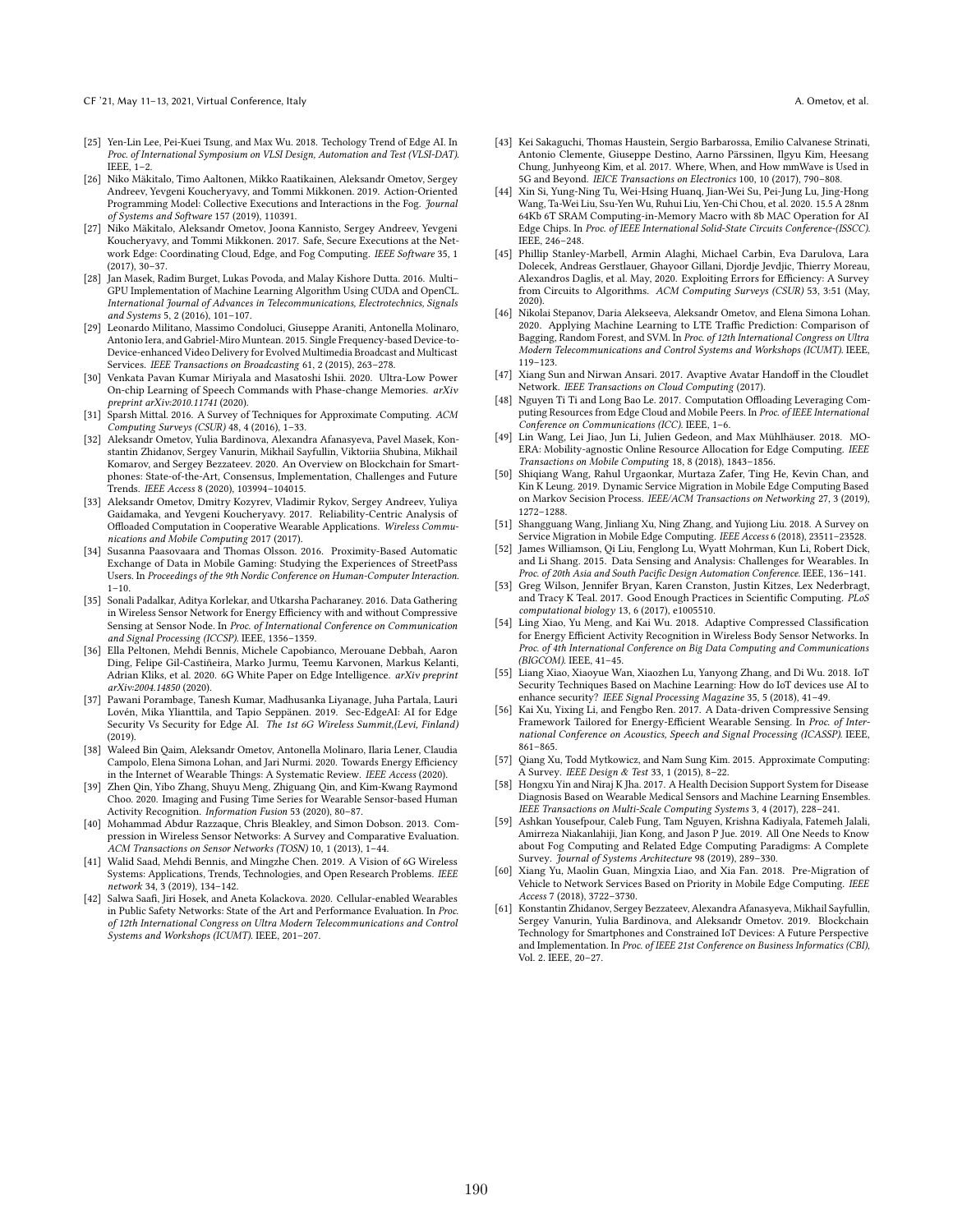[25] Yen-Lin Lee, Pei-Kuei Tsung, and Max Wu. 2018. Techology Trend of Edge AI. In *Proc. of International Symposium on VLSI Design, Automation and Test (VLSI-DAT)*. IEEE, 1–2.

[26] Niko Mäkitalo, Timo Aaltonen, Mikko Raatikainen, Aleksandr Ometov, Sergey Andreev, Yevgeni Koucheryavy, and Tommi Mikkonen. 2019. Action-Oriented Programming Model: Collective Executions and Interactions in the Fog. *Journal of Systems and Software* 157 (2019), 110391.

[27] Niko Mäkitalo, Aleksandr Ometov, Joona Kannisto, Sergey Andreev, Yevgeni Koucheryavy, and Tommi Mikkonen. 2017. Safe, Secure Executions at the Network Edge: Coordinating Cloud, Edge, and Fog Computing. *IEEE Software* 35, 1 (2017), 30–37.

[28] Jan Masek, Radim Burget, Lukas Povoda, and Malay Kishore Dutta. 2016. Multi–GPU Implementation of Machine Learning Algorithm Using CUDA and OpenCL. *International Journal of Advances in Telecommunications, Electrotechnics, Signals and Systems* 5, 2 (2016), 101–107.

[29] Leonardo Militano, Massimo Condoluci, Giuseppe Araniti, Antonella Molinaro, Antonio Iera, and Gabriel-Miro Muntean. 2015. Single Frequency-based Device-to-Device-enhanced Video Delivery for Evolved Multimedia Broadcast and Multicast Services. *IEEE Transactions on Broadcasting* 61, 2 (2015), 263–278.

[30] Venkata Pavan Kumar Miriyala and Masatoshi Ishii. 2020. Ultra-Low Power On-chip Learning of Speech Commands with Phase-change Memories. *arXiv preprint arXiv:2010.11741* (2020).

[31] Sparsh Mittal. 2016. A Survey of Techniques for Approximate Computing. *ACM Computing Surveys (CSUR)* 48, 4 (2016), 1–33.

[32] Aleksandr Ometov, Yulia Bardinova, Alexandra Afanasyeva, Pavel Masek, Konstantin Zhidanov, Sergey Vanurin, Mikhail Sayfullin, Viktoriia Shubina, Mikhail Komarov, and Sergey Bezzateev. 2020. An Overview on Blockchain for Smartphones: State-of-the-Art, Consensus, Implementation, Challenges and Future Trends. *IEEE Access* 8 (2020), 103994–104015.

[33] Aleksandr Ometov, Dmitry Kozyrev, Vladimir Rykov, Sergey Andreev, Yuliya Gaidamaka, and Yevgeni Koucheryavy. 2017. Reliability-Centric Analysis of Offloaded Computation in Cooperative Wearable Applications. *Wireless Communications and Mobile Computing* 2017 (2017).

[34] Susanna Paasovaara and Thomas Olsson. 2016. Proximity-Based Automatic Exchange of Data in Mobile Gaming: Studying the Experiences of StreetPass Users. In *Proceedings of the 9th Nordic Conference on Human-Computer Interaction*. 1–10.

[35] Sonali Padalkar, Aditya Korlekar, and Utkarsha Pacharaney. 2016. Data Gathering in Wireless Sensor Network for Energy Efficiency with and without Compressive Sensing at Sensor Node. In *Proc. of International Conference on Communication and Signal Processing (ICCSP)*. IEEE, 1356–1359.

[36] Ella Peltonen, Mehdi Bennis, Michele Capobianco, Merouane Debbah, Aaron Ding, Felipe Gil-Castiñeira, Marko Jurmu, Teemu Karvonen, Markus Kelanti, Adrian Kliks, et al. 2020. 6G White Paper on Edge Intelligence. *arXiv preprint arXiv:2004.14850* (2020).

[37] Pawani Porambage, Tanesh Kumar, Madhusanka Liyanage, Juha Partala, Lauri Lovén, Mika Ylianttila, and Tapio Seppänen. 2019. Sec-EdgeAI: AI for Edge Security Vs Security for Edge AI. *The 1st 6G Wireless Summit,(Levi, Finland)* (2019).

[38] Waleed Bin Qaim, Aleksandr Ometov, Antonella Molinaro, Ilaria Lener, Claudia Campolo, Elena Simona Lohan, and Jari Nurmi. 2020. Towards Energy Efficiency in the Internet of Wearable Things: A Systematic Review. *IEEE Access* (2020).

[39] Zhen Qin, Yibo Zhang, Shuyu Meng, Zhiguang Qin, and Kim-Kwang Raymond Choo. 2020. Imaging and Fusing Time Series for Wearable Sensor-based Human Activity Recognition. *Information Fusion* 53 (2020), 80–87.

[40] Mohammad Abdur Razzaque, Chris Bleakley, and Simon Dobson. 2013. Compression in Wireless Sensor Networks: A Survey and Comparative Evaluation. *ACM Transactions on Sensor Networks (TOSN)* 10, 1 (2013), 1–44.

[41] Walid Saad, Mehdi Bennis, and Mingzhe Chen. 2019. A Vision of 6G Wireless Systems: Applications, Trends, Technologies, and Open Research Problems. *IEEE network* 34, 3 (2019), 134–142.

[42] Salwa Saafi, Jiri Hosek, and Aneta Kolackova. 2020. Cellular-enabled Wearables in Public Safety Networks: State of the Art and Performance Evaluation. In *Proc. of 12th International Congress on Ultra Modern Telecommunications and Control Systems and Workshops (ICUMT)*. IEEE, 201–207.

[43] Kei Sakaguchi, Thomas Haustein, Sergio Barbarossa, Emilio Calvanese Strinati, Antonio Clemente, Giuseppe Destino, Aarno Pärssinen, Ilgyu Kim, Heesang Chung, Junhyeong Kim, et al. 2017. Where, When, and How mmWave is Used in 5G and Beyond. *IEICE Transactions on Electronics* 100, 10 (2017), 790–808.

[44] Xin Si, Yung-Ning Tu, Wei-Hsing Huanq, Jian-Wei Su, Pei-Jung Lu, Jing-Hong Wang, Ta-Wei Liu, Ssu-Yen Wu, Ruhui Liu, Yen-Chi Chou, et al. 2020. 15.5 A 28nm 64Kb 6T SRAM Computing-in-Memory Macro with 8b MAC Operation for AI Edge Chips. In *Proc. of IEEE International Solid-State Circuits Conference-(ISSCC)*. IEEE, 246–248.

[45] Phillip Stanley-Marbell, Armin Alaghi, Michael Carbin, Eva Darulova, Lara Dolecek, Andreas Gerstlauer, Ghayoor Gillani, Djordje Jevdjic, Thierry Moreau, Alexandros Daglis, et al. May, 2020. Exploiting Errors for Efficiency: A Survey from Circuits to Algorithms. *ACM Computing Surveys (CSUR)* 53, 3:51 (May, 2020).

[46] Nikolai Stepanov, Daria Alekseeva, Aleksandr Ometov, and Elena Simona Lohan. 2020. Applying Machine Learning to LTE Traffic Prediction: Comparison of Bagging, Random Forest, and SVM. In *Proc. of 12th International Congress on Ultra Modern Telecommunications and Control Systems and Workshops (ICUMT)*. IEEE, 119–123.

[47] Xiang Sun and Nirwan Ansari. 2017. Avaptive Avatar Handoff in the Cloudlet Network. *IEEE Transactions on Cloud Computing* (2017).

[48] Nguyen Ti Ti and Long Bao Le. 2017. Computation Offloading Leveraging Computing Resources from Edge Cloud and Mobile Peers. In *Proc. of IEEE International Conference on Communications (ICC)*. IEEE, 1–6.

[49] Lin Wang, Lei Jiao, Jun Li, Julien Gedeon, and Max Mühlhäuser. 2018. MOERA: Mobility-agnostic Online Resource Allocation for Edge Computing. *IEEE Transactions on Mobile Computing* 18, 8 (2018), 1843–1856.

[50] Shiqiang Wang, Rahul Urgaonkar, Murtaza Zafer, Ting He, Kevin Chan, and Kin K Leung. 2019. Dynamic Service Migration in Mobile Edge Computing Based on Markov Decision Process. *IEEE/ACM Transactions on Networking* 27, 3 (2019), 1272–1288.

[51] Shangguang Wang, Jinliang Xu, Ning Zhang, and Yujiong Liu. 2018. A Survey on Service Migration in Mobile Edge Computing. *IEEE Access* 6 (2018), 23511–23528.

[52] James Williamson, Qi Liu, Fenglong Lu, Wyatt Mohrman, Kun Li, Robert Dick, and Li Shang. 2015. Data Sensing and Analysis: Challenges for Wearables. In *Proc. of 20th Asia and South Pacific Design Automation Conference*. IEEE, 136–141.

[53] Greg Wilson, Jennifer Bryan, Karen Cranston, Justin Kitzes, Lex Nederbragt, and Tracy K Teal. 2017. Good Enough Practices in Scientific Computing. *PLoS computational biology* 13, 6 (2017), e1005510.

[54] Ling Xiao, Yu Meng, and Kai Wu. 2018. Adaptive Compressed Classification for Energy Efficient Activity Recognition in Wireless Body Sensor Networks. In *Proc. of 4th International Conference on Big Data Computing and Communications (BIGCOM)*. IEEE, 41–45.

[55] Liang Xiao, Xiaoyue Wan, Xiaozhen Lu, Yanyong Zhang, and Di Wu. 2018. IoT Security Techniques Based on Machine Learning: How do IoT devices use AI to enhance security? *IEEE Signal Processing Magazine* 35, 5 (2018), 41–49.

[56] Kai Xu, Yixing Li, and Fengbo Ren. 2017. A Data-driven Compressive Sensing Framework Tailored for Energy-Efficient Wearable Sensing. In *Proc. of International Conference on Acoustics, Speech and Signal Processing (ICASSP)*. IEEE, 861–865.

[57] Qiang Xu, Todd Mytkowicz, and Nam Sung Kim. 2015. Approximate Computing: A Survey. *IEEE Design & Test* 33, 1 (2015), 8–22.

[58] Hongxu Yin and Niraj K Jha. 2017. A Health Decision Support System for Disease Diagnosis Based on Wearable Medical Sensors and Machine Learning Ensembles. *IEEE Transactions on Multi-Scale Computing Systems* 3, 4 (2017), 228–241.

[59] Ashkan Yousefpour, Caleb Fung, Tam Nguyen, Krishna Kadiyala, Fatemeh Jalali, Amirreza Niakanlahiji, Jian Kong, and Jason P Jue. 2019. All One Needs to Know about Fog Computing and Related Edge Computing Paradigms: A Complete Survey. *Journal of Systems Architecture* 98 (2019), 289–330.

[60] Xiang Yu, Maolin Guan, Mingxia Liao, and Xia Fan. 2018. Pre-Migration of Vehicle to Network Services Based on Priority in Mobile Edge Computing. *IEEE Access* 7 (2018), 3722–3730.

[61] Konstantin Zhidanov, Sergey Bezzateev, Alexandra Afanasyeva, Mikhail Sayfullin, Sergey Vanurin, Yulia Bardinova, and Aleksandr Ometov. 2019. Blockchain Technology for Smartphones and Constrained IoT Devices: A Future Perspective and Implementation. In *Proc. of IEEE 21st Conference on Business Informatics (CBI)*, Vol. 2. IEEE, 20–27.